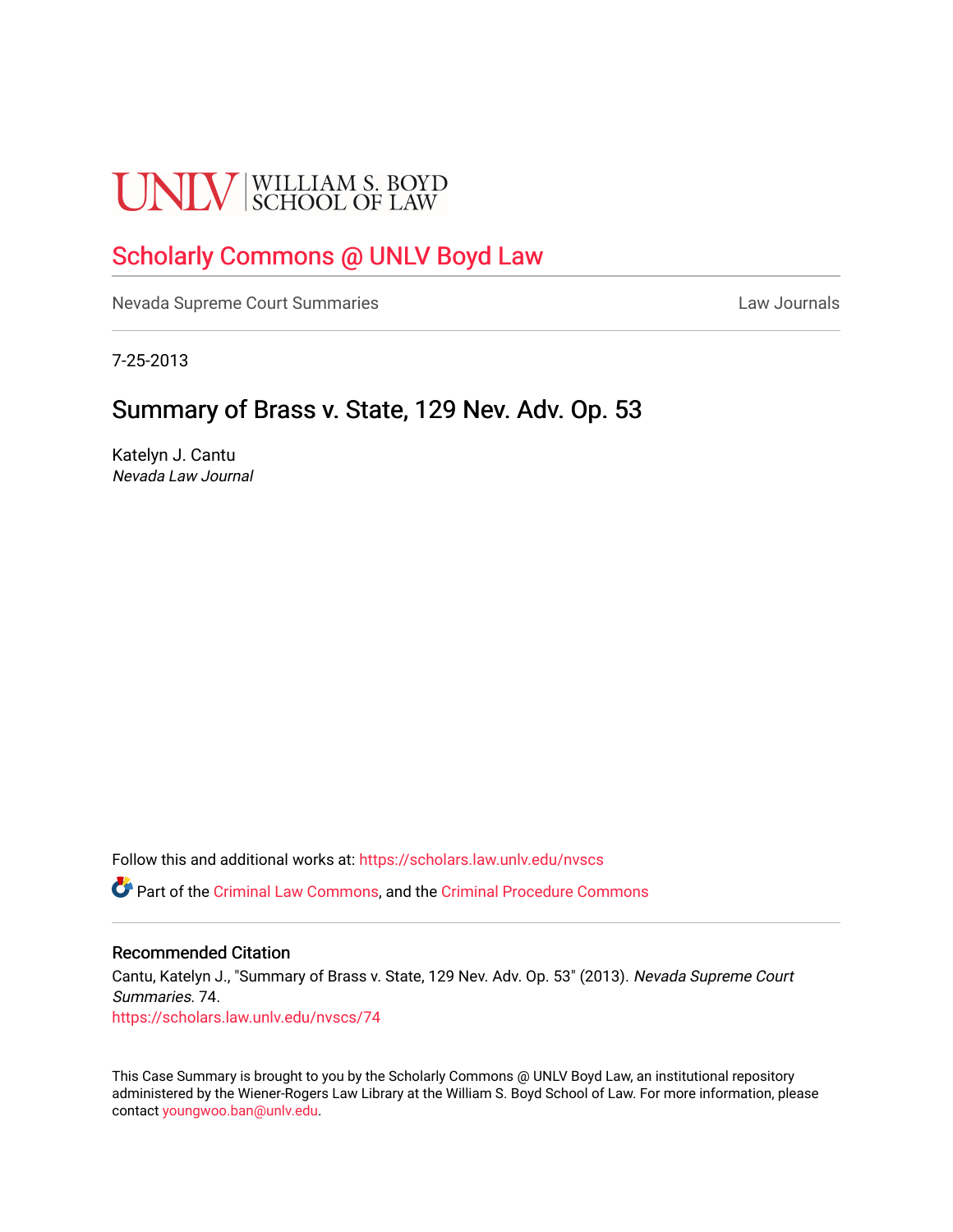UNLV | WILLIAM S. BOYD SCHOOL OF LAW

## Scholarly Commons @ UNLV Boyd Law

Nevada Supreme Court Summaries | Law Journals

7-25-2013

# Summary of Brass v. State, 129 Nev. Adv. Op. 53

Katelyn J. Cantu
*Nevada Law Journal*

Follow this and additional works at: https://scholars.law.unlv.edu/nvscs

Part of the Criminal Law Commons, and the Criminal Procedure Commons

### Recommended Citation

Cantu, Katelyn J., "Summary of Brass v. State, 129 Nev. Adv. Op. 53" (2013). *Nevada Supreme Court Summaries*. 74.
https://scholars.law.unlv.edu/nvscs/74

This Case Summary is brought to you by the Scholarly Commons @ UNLV Boyd Law, an institutional repository administered by the Wiener-Rogers Law Library at the William S. Boyd School of Law. For more information, please contact youngwoo.ban@unlv.edu.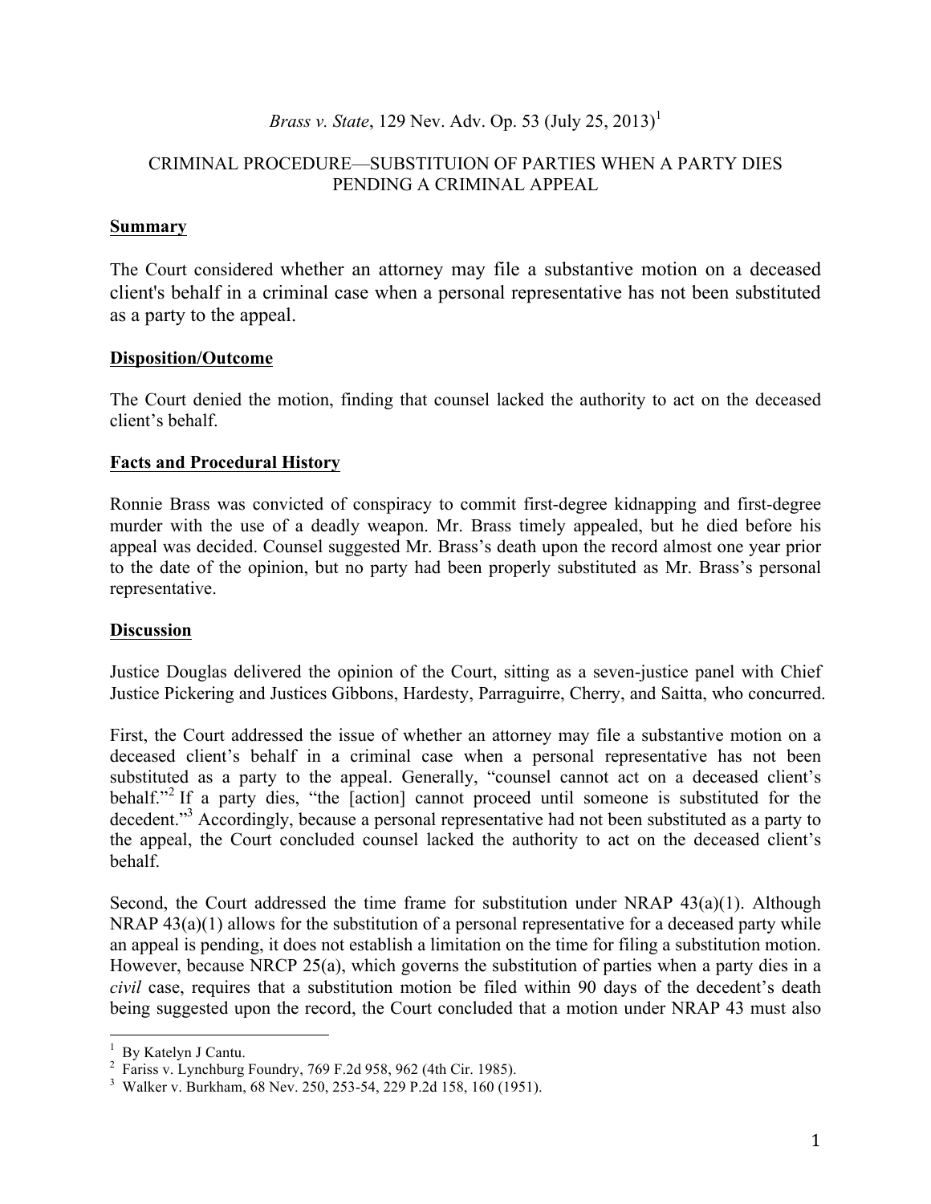*Brass v. State*, 129 Nev. Adv. Op. 53 (July 25, 2013)[1]

CRIMINAL PROCEDURE—SUBSTITUION OF PARTIES WHEN A PARTY DIES PENDING A CRIMINAL APPEAL

**Summary**

The Court considered whether an attorney may file a substantive motion on a deceased client's behalf in a criminal case when a personal representative has not been substituted as a party to the appeal.

**Disposition/Outcome**

The Court denied the motion, finding that counsel lacked the authority to act on the deceased client's behalf.

**Facts and Procedural History**

Ronnie Brass was convicted of conspiracy to commit first-degree kidnapping and first-degree murder with the use of a deadly weapon. Mr. Brass timely appealed, but he died before his appeal was decided. Counsel suggested Mr. Brass's death upon the record almost one year prior to the date of the opinion, but no party had been properly substituted as Mr. Brass's personal representative.

**Discussion**

Justice Douglas delivered the opinion of the Court, sitting as a seven-justice panel with Chief Justice Pickering and Justices Gibbons, Hardesty, Parraguirre, Cherry, and Saitta, who concurred.

First, the Court addressed the issue of whether an attorney may file a substantive motion on a deceased client's behalf in a criminal case when a personal representative has not been substituted as a party to the appeal. Generally, "counsel cannot act on a deceased client's behalf."[2] If a party dies, "the [action] cannot proceed until someone is substituted for the decedent."[3] Accordingly, because a personal representative had not been substituted as a party to the appeal, the Court concluded counsel lacked the authority to act on the deceased client's behalf.

Second, the Court addressed the time frame for substitution under NRAP 43(a)(1). Although NRAP 43(a)(1) allows for the substitution of a personal representative for a deceased party while an appeal is pending, it does not establish a limitation on the time for filing a substitution motion. However, because NRCP 25(a), which governs the substitution of parties when a party dies in a *civil* case, requires that a substitution motion be filed within 90 days of the decedent's death being suggested upon the record, the Court concluded that a motion under NRAP 43 must also

---

[1] By Katelyn J Cantu.

[2] Fariss v. Lynchburg Foundry, 769 F.2d 958, 962 (4th Cir. 1985).

[3] Walker v. Burkham, 68 Nev. 250, 253-54, 229 P.2d 158, 160 (1951).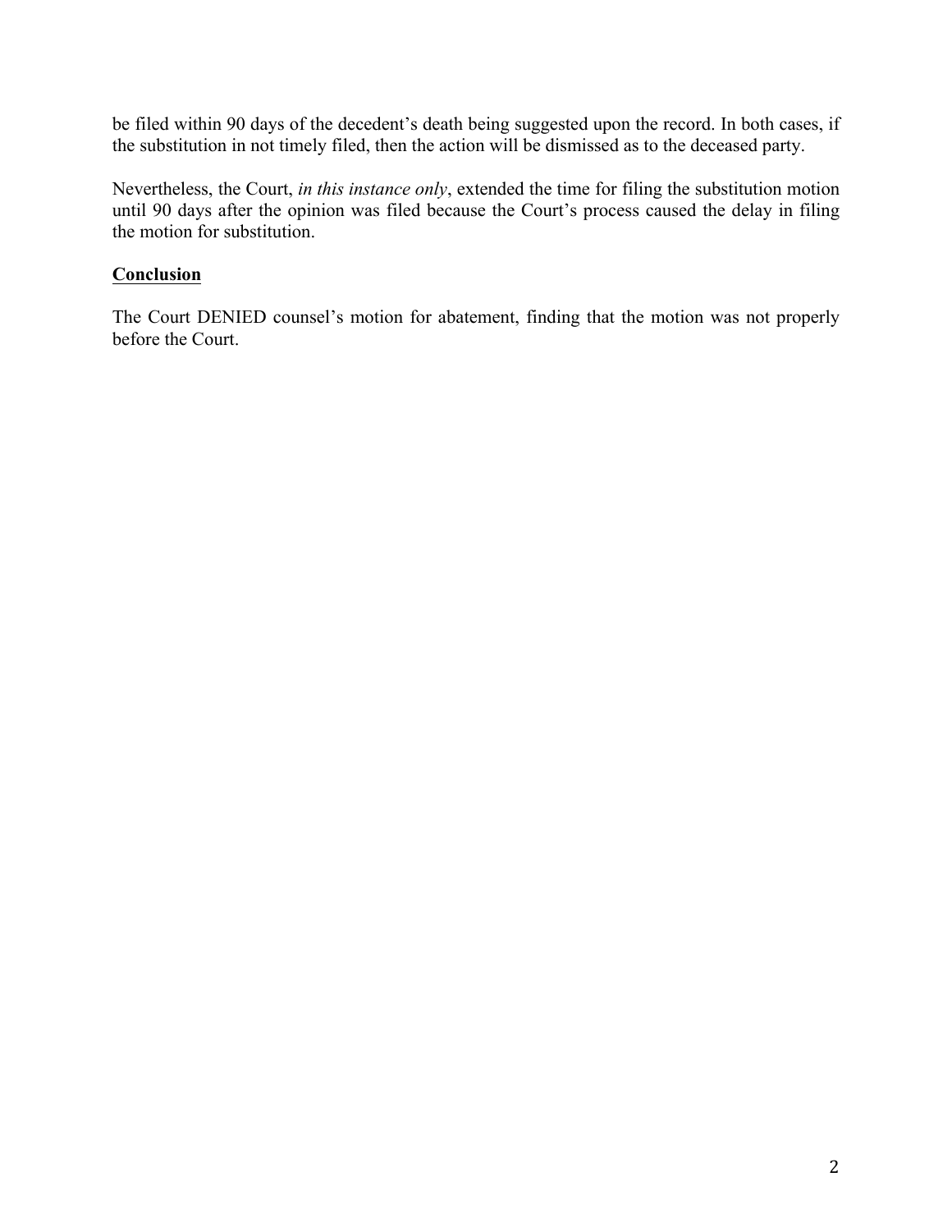be filed within 90 days of the decedent's death being suggested upon the record. In both cases, if the substitution in not timely filed, then the action will be dismissed as to the deceased party.

Nevertheless, the Court, *in this instance only*, extended the time for filing the substitution motion until 90 days after the opinion was filed because the Court's process caused the delay in filing the motion for substitution.

**Conclusion**

The Court DENIED counsel's motion for abatement, finding that the motion was not properly before the Court.